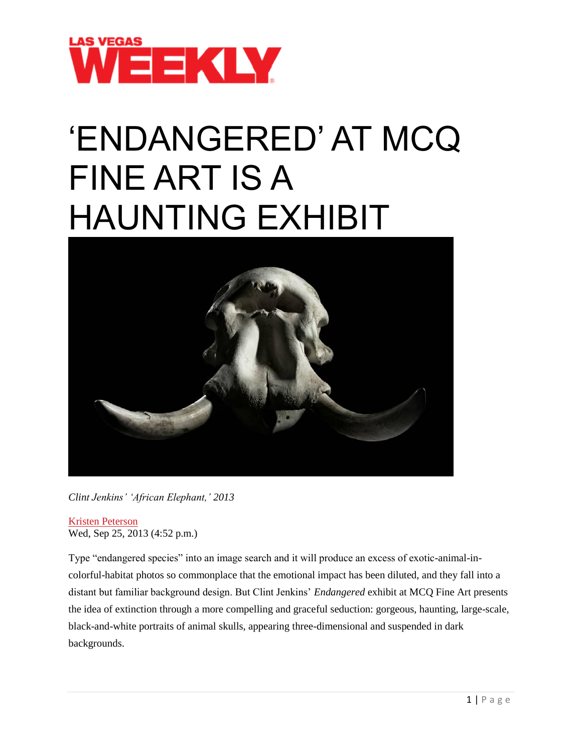LAS VEGAS WEEKLY

# 'ENDANGERED' AT MCQ FINE ART IS A HAUNTING EXHIBIT

*Clint Jenkins' 'African Elephant,' 2013*

Kristen Peterson
Wed, Sep 25, 2013 (4:52 p.m.)

Type "endangered species" into an image search and it will produce an excess of exotic-animal-in-colorful-habitat photos so commonplace that the emotional impact has been diluted, and they fall into a distant but familiar background design. But Clint Jenkins' *Endangered* exhibit at MCQ Fine Art presents the idea of extinction through a more compelling and graceful seduction: gorgeous, haunting, large-scale, black-and-white portraits of animal skulls, appearing three-dimensional and suspended in dark backgrounds.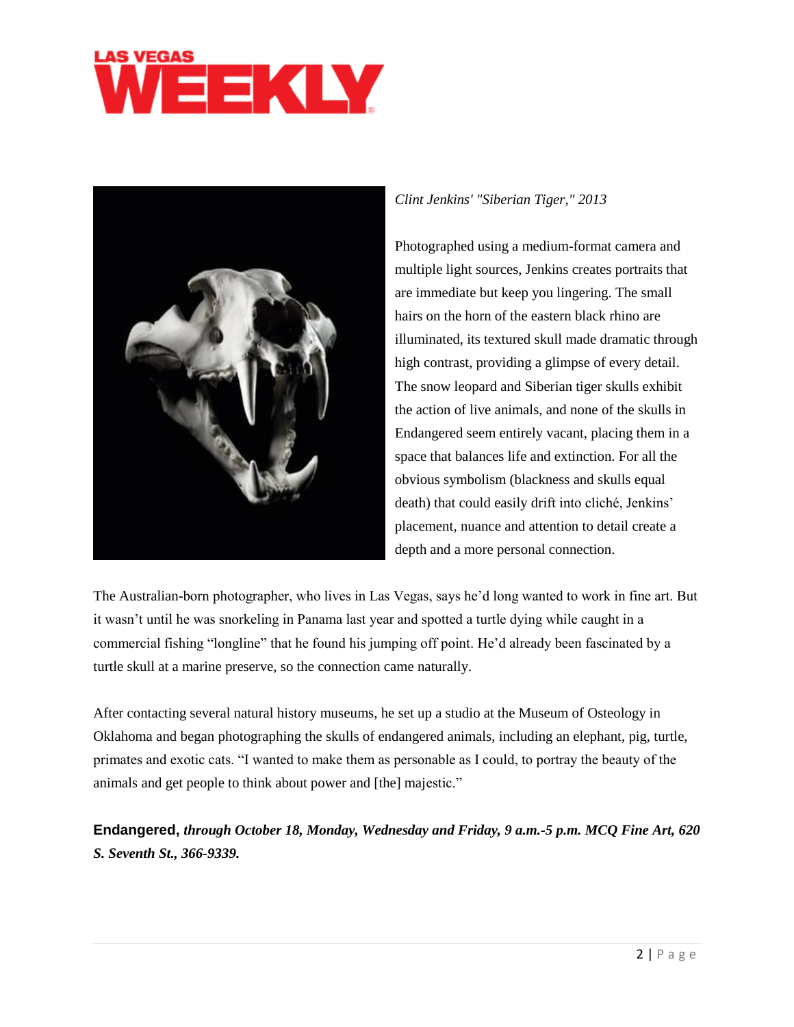*Clint Jenkins' "Siberian Tiger," 2013*

Photographed using a medium-format camera and multiple light sources, Jenkins creates portraits that are immediate but keep you lingering. The small hairs on the horn of the eastern black rhino are illuminated, its textured skull made dramatic through high contrast, providing a glimpse of every detail. The snow leopard and Siberian tiger skulls exhibit the action of live animals, and none of the skulls in Endangered seem entirely vacant, placing them in a space that balances life and extinction. For all the obvious symbolism (blackness and skulls equal death) that could easily drift into cliché, Jenkins' placement, nuance and attention to detail create a depth and a more personal connection.

The Australian-born photographer, who lives in Las Vegas, says he'd long wanted to work in fine art. But it wasn't until he was snorkeling in Panama last year and spotted a turtle dying while caught in a commercial fishing "longline" that he found his jumping off point. He'd already been fascinated by a turtle skull at a marine preserve, so the connection came naturally.

After contacting several natural history museums, he set up a studio at the Museum of Osteology in Oklahoma and began photographing the skulls of endangered animals, including an elephant, pig, turtle, primates and exotic cats. "I wanted to make them as personable as I could, to portray the beauty of the animals and get people to think about power and [the] majestic."

**Endangered,** ***through October 18, Monday, Wednesday and Friday, 9 a.m.-5 p.m. MCQ Fine Art, 620 S. Seventh St., 366-9339.***